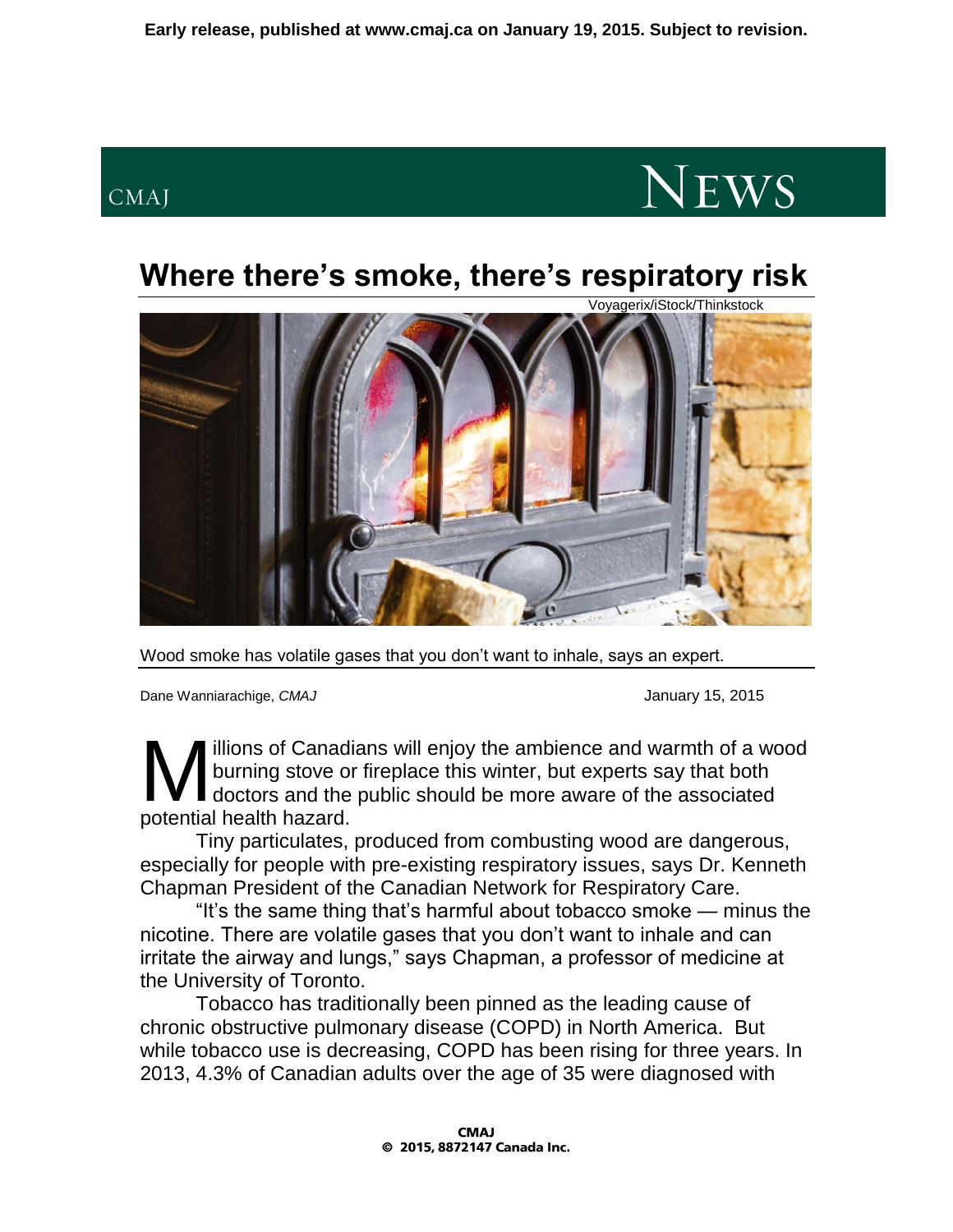Early release, published at www.cmaj.ca on January 19, 2015. Subject to revision.

CMAJ NEWS

# Where there's smoke, there's respiratory risk

Voyagerix/iStock/Thinkstock

Wood smoke has volatile gases that you don't want to inhale, says an expert.

Dane Wanniarachige, *CMAJ*

January 15, 2015

Millions of Canadians will enjoy the ambience and warmth of a wood burning stove or fireplace this winter, but experts say that both doctors and the public should be more aware of the associated potential health hazard.

Tiny particulates, produced from combusting wood are dangerous, especially for people with pre-existing respiratory issues, says Dr. Kenneth Chapman President of the Canadian Network for Respiratory Care.

"It's the same thing that's harmful about tobacco smoke — minus the nicotine. There are volatile gases that you don't want to inhale and can irritate the airway and lungs," says Chapman, a professor of medicine at the University of Toronto.

Tobacco has traditionally been pinned as the leading cause of chronic obstructive pulmonary disease (COPD) in North America. But while tobacco use is decreasing, COPD has been rising for three years. In 2013, 4.3% of Canadian adults over the age of 35 were diagnosed with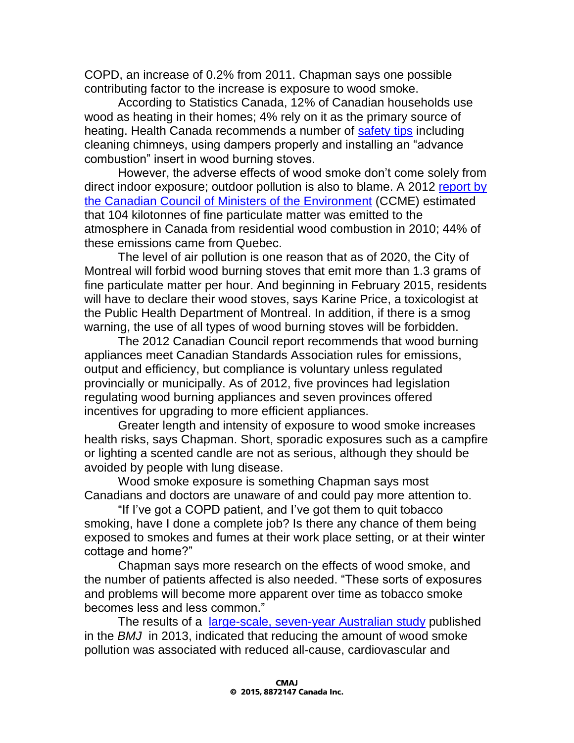COPD, an increase of 0.2% from 2011. Chapman says one possible contributing factor to the increase is exposure to wood smoke.

According to Statistics Canada, 12% of Canadian households use wood as heating in their homes; 4% rely on it as the primary source of heating. Health Canada recommends a number of safety tips including cleaning chimneys, using dampers properly and installing an "advance combustion" insert in wood burning stoves.

However, the adverse effects of wood smoke don't come solely from direct indoor exposure; outdoor pollution is also to blame. A 2012 report by the Canadian Council of Ministers of the Environment (CCME) estimated that 104 kilotonnes of fine particulate matter was emitted to the atmosphere in Canada from residential wood combustion in 2010; 44% of these emissions came from Quebec.

The level of air pollution is one reason that as of 2020, the City of Montreal will forbid wood burning stoves that emit more than 1.3 grams of fine particulate matter per hour. And beginning in February 2015, residents will have to declare their wood stoves, says Karine Price, a toxicologist at the Public Health Department of Montreal. In addition, if there is a smog warning, the use of all types of wood burning stoves will be forbidden.

The 2012 Canadian Council report recommends that wood burning appliances meet Canadian Standards Association rules for emissions, output and efficiency, but compliance is voluntary unless regulated provincially or municipally. As of 2012, five provinces had legislation regulating wood burning appliances and seven provinces offered incentives for upgrading to more efficient appliances.

Greater length and intensity of exposure to wood smoke increases health risks, says Chapman. Short, sporadic exposures such as a campfire or lighting a scented candle are not as serious, although they should be avoided by people with lung disease.

Wood smoke exposure is something Chapman says most Canadians and doctors are unaware of and could pay more attention to.

"If I've got a COPD patient, and I've got them to quit tobacco smoking, have I done a complete job? Is there any chance of them being exposed to smokes and fumes at their work place setting, or at their winter cottage and home?"

Chapman says more research on the effects of wood smoke, and the number of patients affected is also needed. "These sorts of exposures and problems will become more apparent over time as tobacco smoke becomes less and less common."

The results of a large-scale, seven-year Australian study published in the *BMJ* in 2013, indicated that reducing the amount of wood smoke pollution was associated with reduced all-cause, cardiovascular and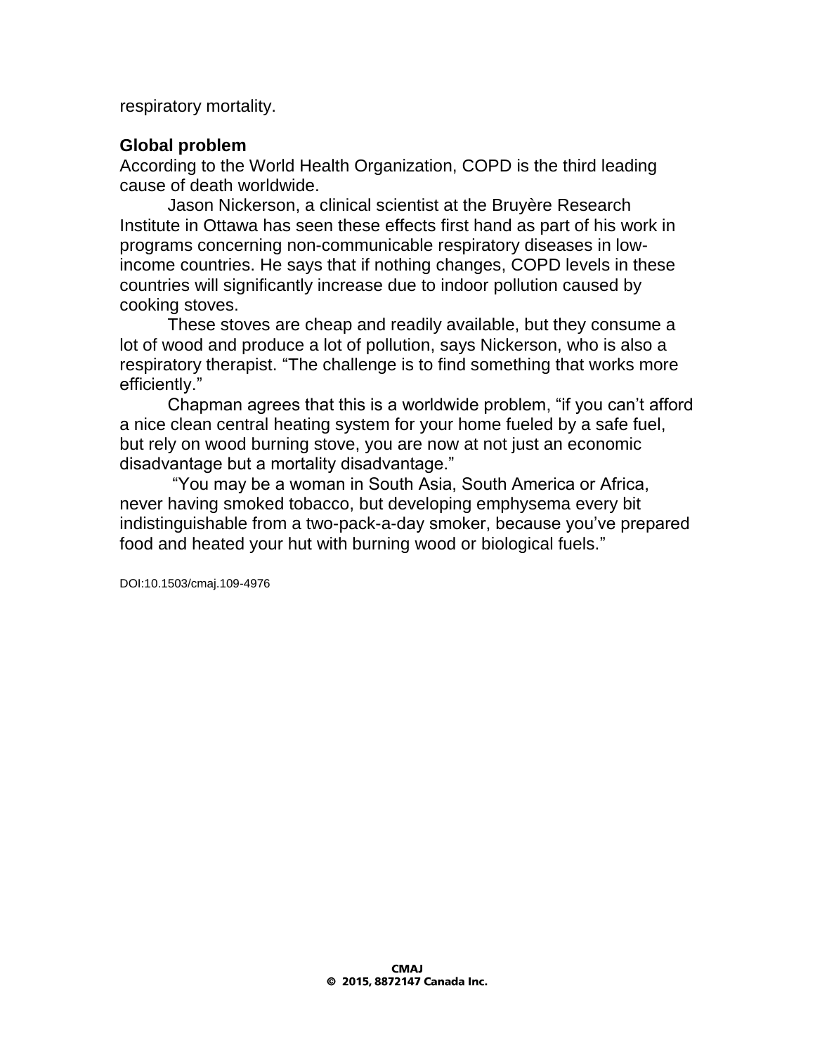respiratory mortality.

## Global problem

According to the World Health Organization, COPD is the third leading cause of death worldwide.

Jason Nickerson, a clinical scientist at the Bruyère Research Institute in Ottawa has seen these effects first hand as part of his work in programs concerning non-communicable respiratory diseases in low-income countries. He says that if nothing changes, COPD levels in these countries will significantly increase due to indoor pollution caused by cooking stoves.

These stoves are cheap and readily available, but they consume a lot of wood and produce a lot of pollution, says Nickerson, who is also a respiratory therapist. “The challenge is to find something that works more efficiently.”

Chapman agrees that this is a worldwide problem, “if you can’t afford a nice clean central heating system for your home fueled by a safe fuel, but rely on wood burning stove, you are now at not just an economic disadvantage but a mortality disadvantage.”

“You may be a woman in South Asia, South America or Africa, never having smoked tobacco, but developing emphysema every bit indistinguishable from a two-pack-a-day smoker, because you’ve prepared food and heated your hut with burning wood or biological fuels.”

DOI:10.1503/cmaj.109-4976

CMAJ
© 2015, 8872147 Canada Inc.